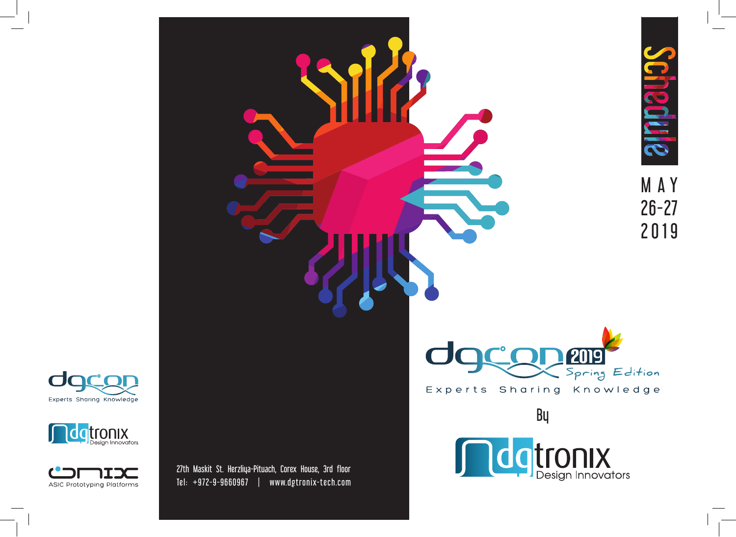# Schedule

MAY
26-27
2019

dgcon 2019
Spring Edition

Experts Sharing Knowledge

By

dgtronix
Design Innovators

27th Maskit St. Herzliya-Pituach, Corex House, 3rd floor
Tel: +972-9-9660967 | www.dgtronix-tech.com

dgcon
Experts Sharing Knowledge

dgtronix
Design Innovators

onix
ASIC Prototyping Platforms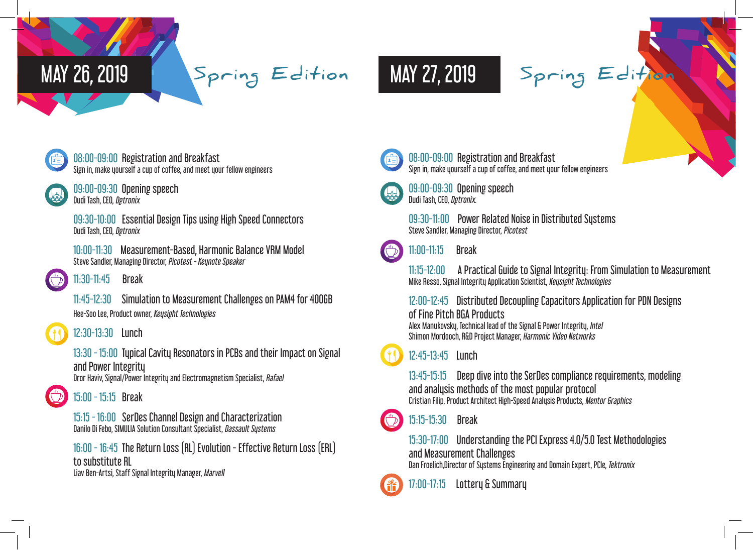## MAY 26, 2019

Spring Edition

**08:00-09:00** Registration and Breakfast
Sign in, make yourself a cup of coffee, and meet your fellow engineers

**09:00-09:30** Opening speech
Dudi Tash, CEO, *Dgtronix*

**09:30-10:00** Essential Design Tips using High Speed Connectors
Dudi Tash, CEO, *Dgtronix*

**10:00-11:30** Measurement-Based, Harmonic Balance VRM Model
Steve Sandler, Managing Director, *Picotest - Keynote Speaker*

**11:30-11:45** Break

**11:45-12:30** Simulation to Measurement Challenges on PAM4 for 400GB
Hee-Soo Lee, Product owner, *Keysight Technologies*

**12:30-13:30** Lunch

**13:30 - 15:00** Typical Cavity Resonators in PCBs and their Impact on Signal and Power Integrity
Dror Haviv, Signal/Power Integrity and Electromagnetism Specialist, *Rafael*

**15:00 - 15:15** Break

**15:15 - 16:00** SerDes Channel Design and Characterization
Danilo Di Febo, SIMULIA Solution Consultant Specialist, *Dassault Systems*

**16:00 - 16:45** The Return Loss (RL) Evolution - Effective Return Loss (ERL) to substitute RL
Liav Ben-Artsi, Staff Signal Integrity Manager, *Marvell*

## MAY 27, 2019

Spring Edition

**08:00-09:00** Registration and Breakfast
Sign in, make yourself a cup of coffee, and meet your fellow engineers

**09:00-09:30** Opening speech
Dudi Tash, CEO, *Dgtronix.*

**09:30-11:00** Power Related Noise in Distributed Systems
Steve Sandler, Managing Director, *Picotest*

**11:00-11:15** Break

**11:15-12:00** A Practical Guide to Signal Integrity: From Simulation to Measurement
Mike Resso, Signal Integrity Application Scientist, *Keysight Technologies*

**12:00-12:45** Distributed Decoupling Capacitors Application for PDN Designs of Fine Pitch BGA Products
Alex Manukovsky, Technical lead of the Signal & Power Integrity, *Intel*
Shimon Mordooch, R&D Project Manager, *Harmonic Video Networks*

**12:45-13:45** Lunch

**13:45-15:15** Deep dive into the SerDes compliance requirements, modeling and analysis methods of the most popular protocol
Cristian Filip, Product Architect High-Speed Analysis Products, *Mentor Graphics*

**15:15-15:30** Break

**15:30-17:00** Understanding the PCI Express 4.0/5.0 Test Methodologies and Measurement Challenges
Dan Froelich,Director of Systems Engineering and Domain Expert, PCIe, *Tektronix*

**17:00-17:15** Lottery & Summary